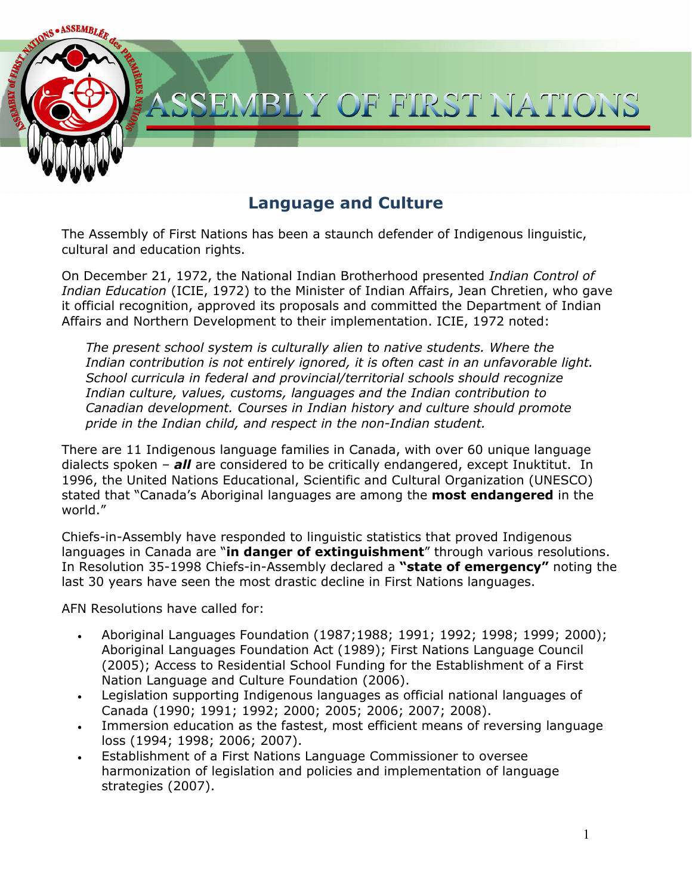# ASSEMBLY OF FIRST NATIONS

## Language and Culture

The Assembly of First Nations has been a staunch defender of Indigenous linguistic, cultural and education rights.

On December 21, 1972, the National Indian Brotherhood presented *Indian Control of Indian Education* (ICIE, 1972) to the Minister of Indian Affairs, Jean Chretien, who gave it official recognition, approved its proposals and committed the Department of Indian Affairs and Northern Development to their implementation. ICIE, 1972 noted:

> *The present school system is culturally alien to native students. Where the Indian contribution is not entirely ignored, it is often cast in an unfavorable light. School curricula in federal and provincial/territorial schools should recognize Indian culture, values, customs, languages and the Indian contribution to Canadian development. Courses in Indian history and culture should promote pride in the Indian child, and respect in the non-Indian student.*

There are 11 Indigenous language families in Canada, with over 60 unique language dialects spoken – ***all*** are considered to be critically endangered, except Inuktitut. In 1996, the United Nations Educational, Scientific and Cultural Organization (UNESCO) stated that "Canada's Aboriginal languages are among the **most endangered** in the world."

Chiefs-in-Assembly have responded to linguistic statistics that proved Indigenous languages in Canada are "**in danger of extinguishment**" through various resolutions. In Resolution 35-1998 Chiefs-in-Assembly declared a **"state of emergency"** noting the last 30 years have seen the most drastic decline in First Nations languages.

AFN Resolutions have called for:

- Aboriginal Languages Foundation (1987;1988; 1991; 1992; 1998; 1999; 2000); Aboriginal Languages Foundation Act (1989); First Nations Language Council (2005); Access to Residential School Funding for the Establishment of a First Nation Language and Culture Foundation (2006).
- Legislation supporting Indigenous languages as official national languages of Canada (1990; 1991; 1992; 2000; 2005; 2006; 2007; 2008).
- Immersion education as the fastest, most efficient means of reversing language loss (1994; 1998; 2006; 2007).
- Establishment of a First Nations Language Commissioner to oversee harmonization of legislation and policies and implementation of language strategies (2007).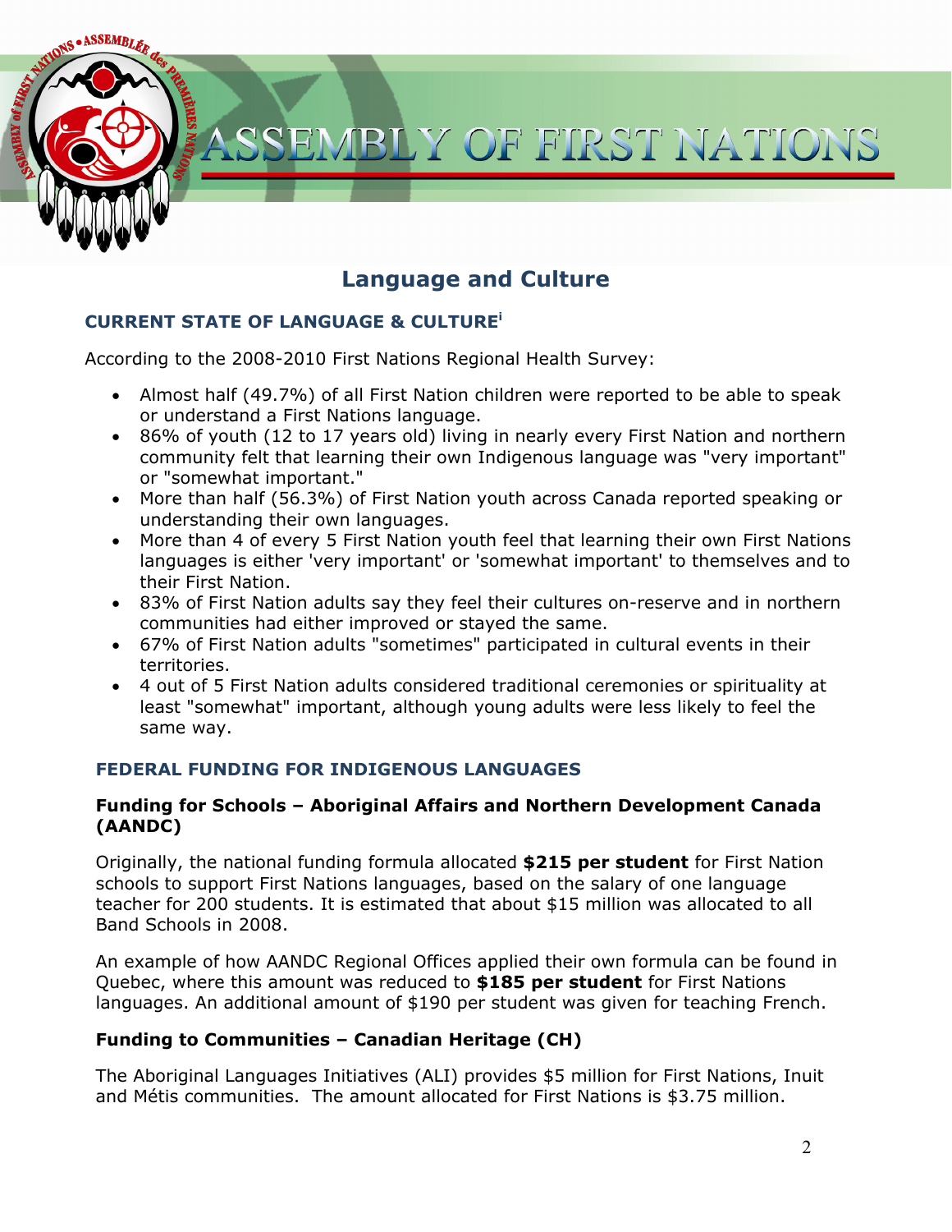# Language and Culture

## CURRENT STATE OF LANGUAGE & CULTURE[i]

According to the 2008-2010 First Nations Regional Health Survey:

- Almost half (49.7%) of all First Nation children were reported to be able to speak or understand a First Nations language.
- 86% of youth (12 to 17 years old) living in nearly every First Nation and northern community felt that learning their own Indigenous language was "very important" or "somewhat important."
- More than half (56.3%) of First Nation youth across Canada reported speaking or understanding their own languages.
- More than 4 of every 5 First Nation youth feel that learning their own First Nations languages is either 'very important' or 'somewhat important' to themselves and to their First Nation.
- 83% of First Nation adults say they feel their cultures on-reserve and in northern communities had either improved or stayed the same.
- 67% of First Nation adults "sometimes" participated in cultural events in their territories.
- 4 out of 5 First Nation adults considered traditional ceremonies or spirituality at least "somewhat" important, although young adults were less likely to feel the same way.

## FEDERAL FUNDING FOR INDIGENOUS LANGUAGES

### Funding for Schools – Aboriginal Affairs and Northern Development Canada (AANDC)

Originally, the national funding formula allocated **$215 per student** for First Nation schools to support First Nations languages, based on the salary of one language teacher for 200 students. It is estimated that about $15 million was allocated to all Band Schools in 2008.

An example of how AANDC Regional Offices applied their own formula can be found in Quebec, where this amount was reduced to **$185 per student** for First Nations languages. An additional amount of $190 per student was given for teaching French.

### Funding to Communities – Canadian Heritage (CH)

The Aboriginal Languages Initiatives (ALI) provides $5 million for First Nations, Inuit and Métis communities. The amount allocated for First Nations is $3.75 million.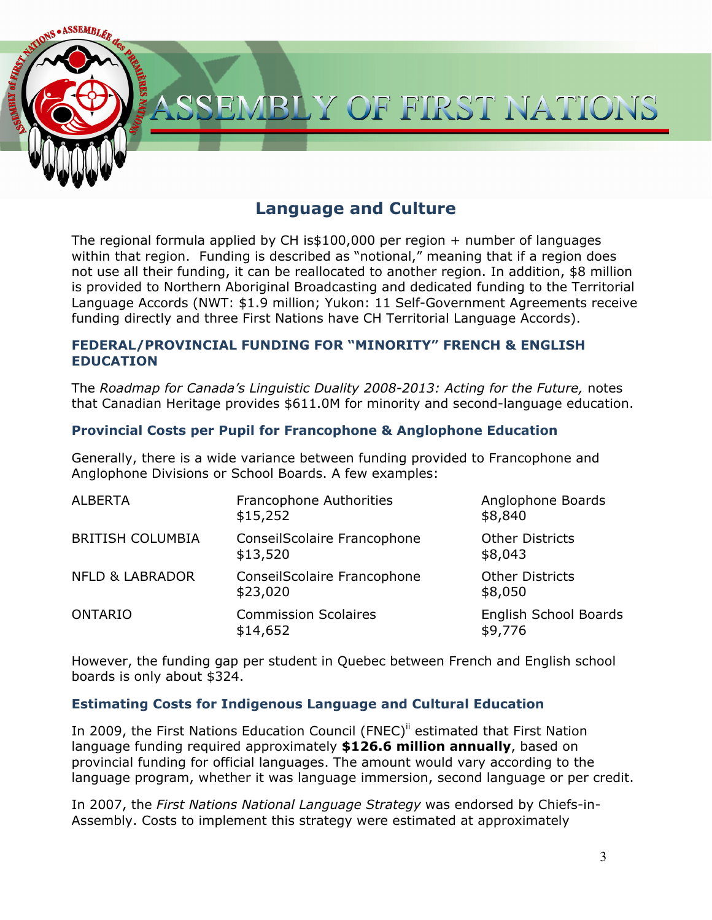## Language and Culture

The regional formula applied by CH is$100,000 per region + number of languages within that region. Funding is described as "notional," meaning that if a region does not use all their funding, it can be reallocated to another region. In addition, $8 million is provided to Northern Aboriginal Broadcasting and dedicated funding to the Territorial Language Accords (NWT: $1.9 million; Yukon: 11 Self-Government Agreements receive funding directly and three First Nations have CH Territorial Language Accords).

### FEDERAL/PROVINCIAL FUNDING FOR "MINORITY" FRENCH & ENGLISH EDUCATION

The *Roadmap for Canada's Linguistic Duality 2008-2013: Acting for the Future,* notes that Canadian Heritage provides $611.0M for minority and second-language education.

### Provincial Costs per Pupil for Francophone & Anglophone Education

Generally, there is a wide variance between funding provided to Francophone and Anglophone Divisions or School Boards. A few examples:

| | | |
|---|---|---|
| ALBERTA | Francophone Authorities $15,252 | Anglophone Boards $8,840 |
| BRITISH COLUMBIA | ConseilScolaire Francophone $13,520 | Other Districts $8,043 |
| NFLD & LABRADOR | ConseilScolaire Francophone $23,020 | Other Districts $8,050 |
| ONTARIO | Commission Scolaires $14,652 | English School Boards $9,776 |

However, the funding gap per student in Quebec between French and English school boards is only about $324.

### Estimating Costs for Indigenous Language and Cultural Education

In 2009, the First Nations Education Council (FNEC)[ii] estimated that First Nation language funding required approximately **$126.6 million annually**, based on provincial funding for official languages. The amount would vary according to the language program, whether it was language immersion, second language or per credit.

In 2007, the *First Nations National Language Strategy* was endorsed by Chiefs-in-Assembly. Costs to implement this strategy were estimated at approximately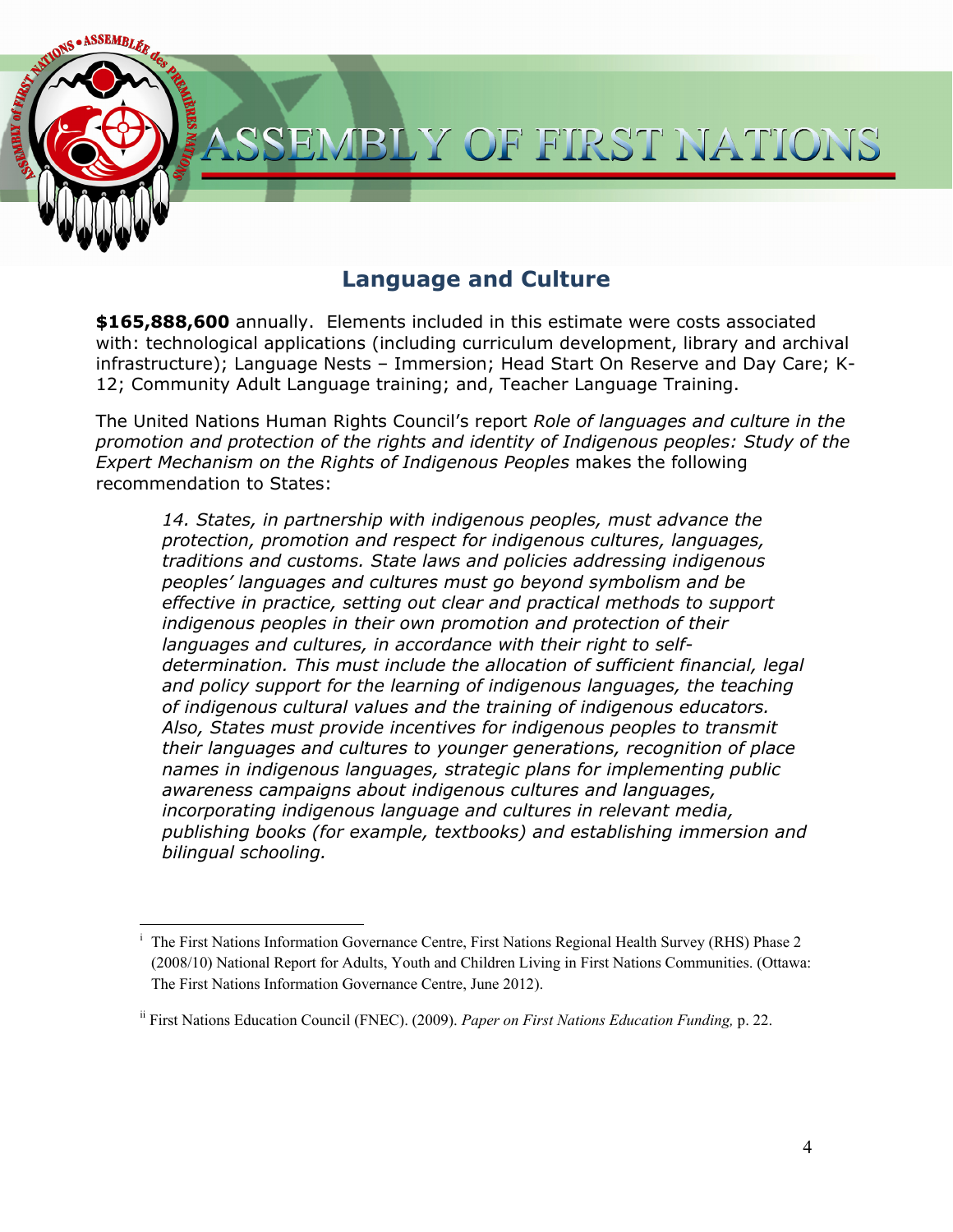## Language and Culture

**$165,888,600** annually. Elements included in this estimate were costs associated with: technological applications (including curriculum development, library and archival infrastructure); Language Nests – Immersion; Head Start On Reserve and Day Care; K-12; Community Adult Language training; and, Teacher Language Training.

The United Nations Human Rights Council's report *Role of languages and culture in the promotion and protection of the rights and identity of Indigenous peoples: Study of the Expert Mechanism on the Rights of Indigenous Peoples* makes the following recommendation to States:

> *14. States, in partnership with indigenous peoples, must advance the protection, promotion and respect for indigenous cultures, languages, traditions and customs. State laws and policies addressing indigenous peoples' languages and cultures must go beyond symbolism and be effective in practice, setting out clear and practical methods to support indigenous peoples in their own promotion and protection of their languages and cultures, in accordance with their right to self-determination. This must include the allocation of sufficient financial, legal and policy support for the learning of indigenous languages, the teaching of indigenous cultural values and the training of indigenous educators. Also, States must provide incentives for indigenous peoples to transmit their languages and cultures to younger generations, recognition of place names in indigenous languages, strategic plans for implementing public awareness campaigns about indigenous cultures and languages, incorporating indigenous language and cultures in relevant media, publishing books (for example, textbooks) and establishing immersion and bilingual schooling.*

---

[i] The First Nations Information Governance Centre, First Nations Regional Health Survey (RHS) Phase 2 (2008/10) National Report for Adults, Youth and Children Living in First Nations Communities. (Ottawa: The First Nations Information Governance Centre, June 2012).

[ii] First Nations Education Council (FNEC). (2009). *Paper on First Nations Education Funding,* p. 22.